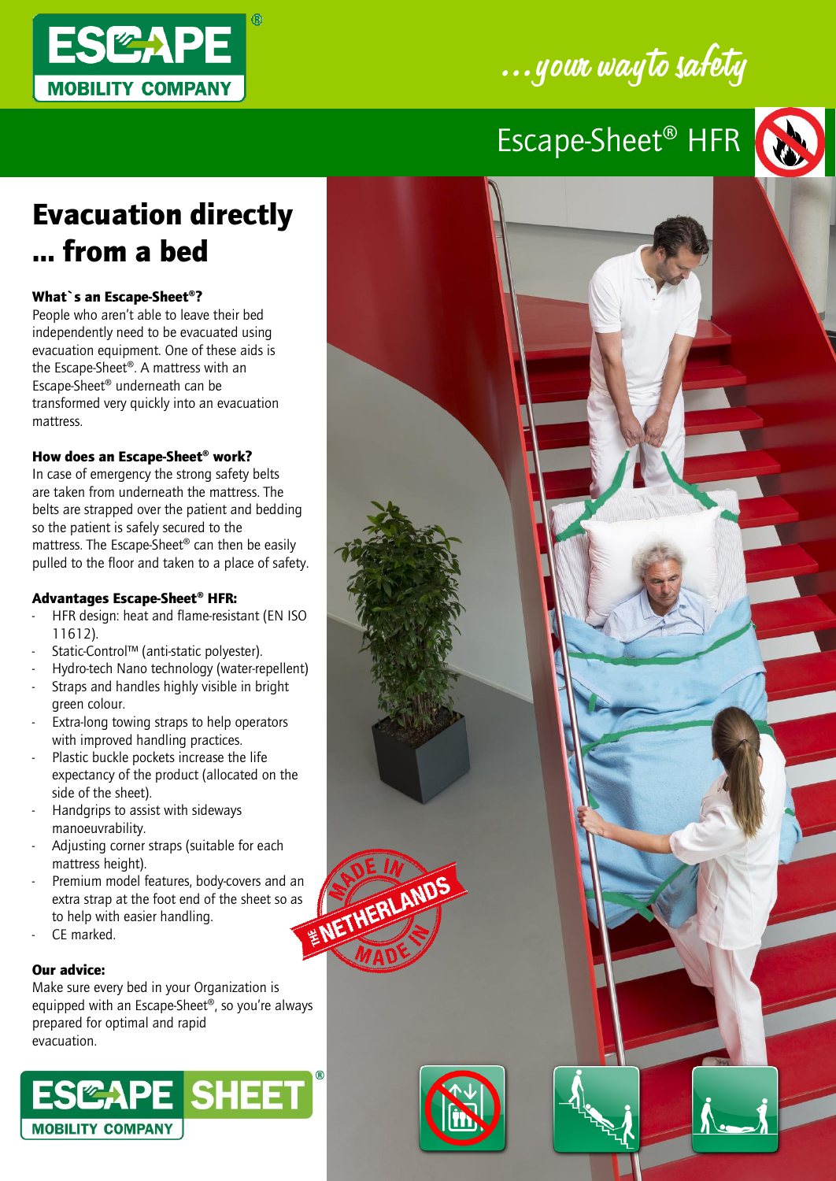...your way to safety

# Escape-Sheet® HFR

## Evacuation directly ... from a bed

**What`s an Escape-Sheet®?**

People who aren't able to leave their bed independently need to be evacuated using evacuation equipment. One of these aids is the Escape-Sheet®. A mattress with an Escape-Sheet® underneath can be transformed very quickly into an evacuation mattress.

**How does an Escape-Sheet® work?**

In case of emergency the strong safety belts are taken from underneath the mattress. The belts are strapped over the patient and bedding so the patient is safely secured to the mattress. The Escape-Sheet® can then be easily pulled to the floor and taken to a place of safety.

**Advantages Escape-Sheet® HFR:**

- HFR design: heat and flame-resistant (EN ISO 11612).
- Static-Control™ (anti-static polyester).
- Hydro-tech Nano technology (water-repellent)
- Straps and handles highly visible in bright green colour.
- Extra-long towing straps to help operators with improved handling practices.
- Plastic buckle pockets increase the life expectancy of the product (allocated on the side of the sheet).
- Handgrips to assist with sideways manoeuvrability.
- Adjusting corner straps (suitable for each mattress height).
- Premium model features, body-covers and an extra strap at the foot end of the sheet so as to help with easier handling.
- CE marked.

**Our advice:**

Make sure every bed in your Organization is equipped with an Escape-Sheet®, so you're always prepared for optimal and rapid evacuation.

MADE IN THE NETHERLANDS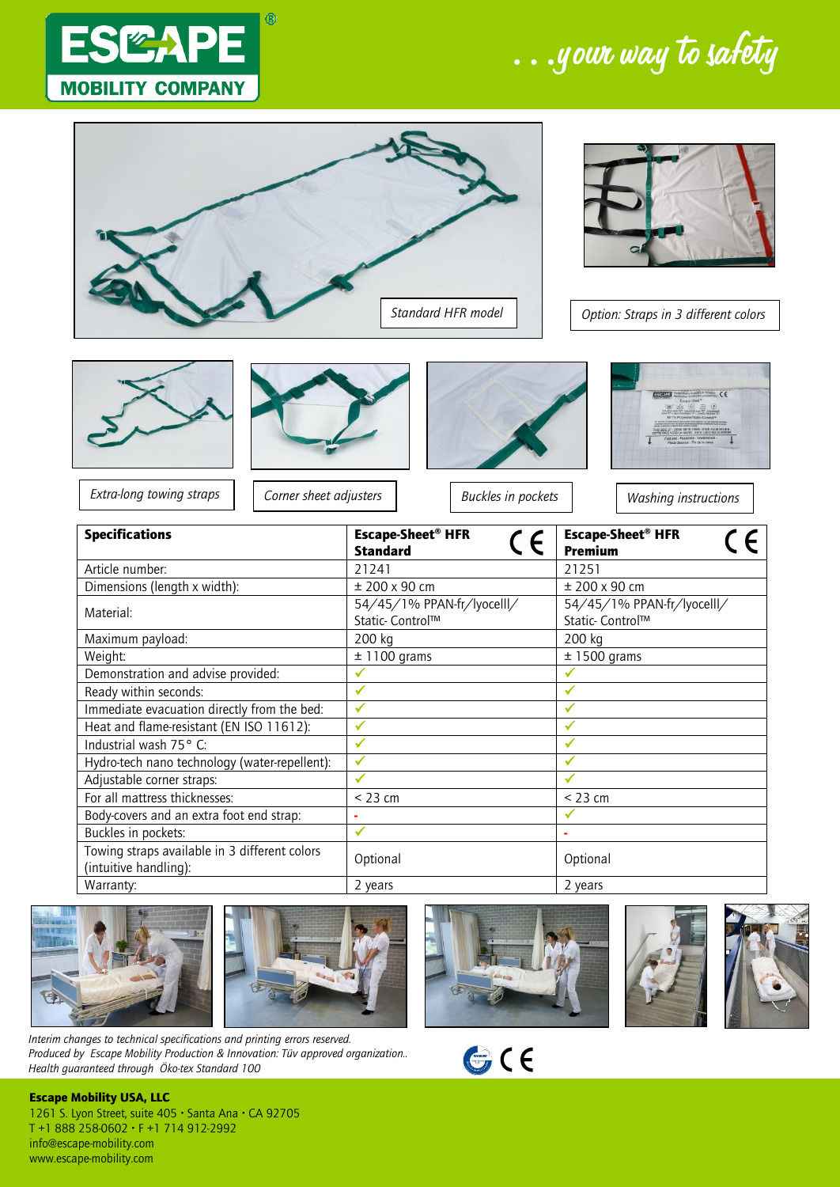ESCAPE® MOBILITY COMPANY

*. . .your way to safety*

*Standard HFR model*

*Option: Straps in 3 different colors*

*Extra-long towing straps*

*Corner sheet adjusters*

*Buckles in pockets*

*Washing instructions*

| **Specifications** | **Escape-Sheet® HFR Standard** CE | **Escape-Sheet® HFR Premium** CE |
|---|---|---|
| Article number: | 21241 | 21251 |
| Dimensions (length x width): | ± 200 x 90 cm | ± 200 x 90 cm |
| Material: | 54/45/1% PPAN-fr/lyocelll/ Static- Control™ | 54/45/1% PPAN-fr/lyocelll/ Static- Control™ |
| Maximum payload: | 200 kg | 200 kg |
| Weight: | ± 1100 grams | ± 1500 grams |
| Demonstration and advise provided: | ✓ | ✓ |
| Ready within seconds: | ✓ | ✓ |
| Immediate evacuation directly from the bed: | ✓ | ✓ |
| Heat and flame-resistant (EN ISO 11612): | ✓ | ✓ |
| Industrial wash 75° C: | ✓ | ✓ |
| Hydro-tech nano technology (water-repellent): | ✓ | ✓ |
| Adjustable corner straps: | ✓ | ✓ |
| For all mattress thicknesses: | < 23 cm | < 23 cm |
| Body-covers and an extra foot end strap: | - | ✓ |
| Buckles in pockets: | ✓ | - |
| Towing straps available in 3 different colors (intuitive handling): | Optional | Optional |
| Warranty: | 2 years | 2 years |

*Interim changes to technical specifications and printing errors reserved.*
*Produced by Escape Mobility Production & Innovation: Tüv approved organization..*
*Health guaranteed through Öko-tex Standard 100*

**Escape Mobility USA, LLC**
1261 S. Lyon Street, suite 405 • Santa Ana • CA 92705
T +1 888 258-0602 • F +1 714 912-2992
info@escape-mobility.com
www.escape-mobility.com